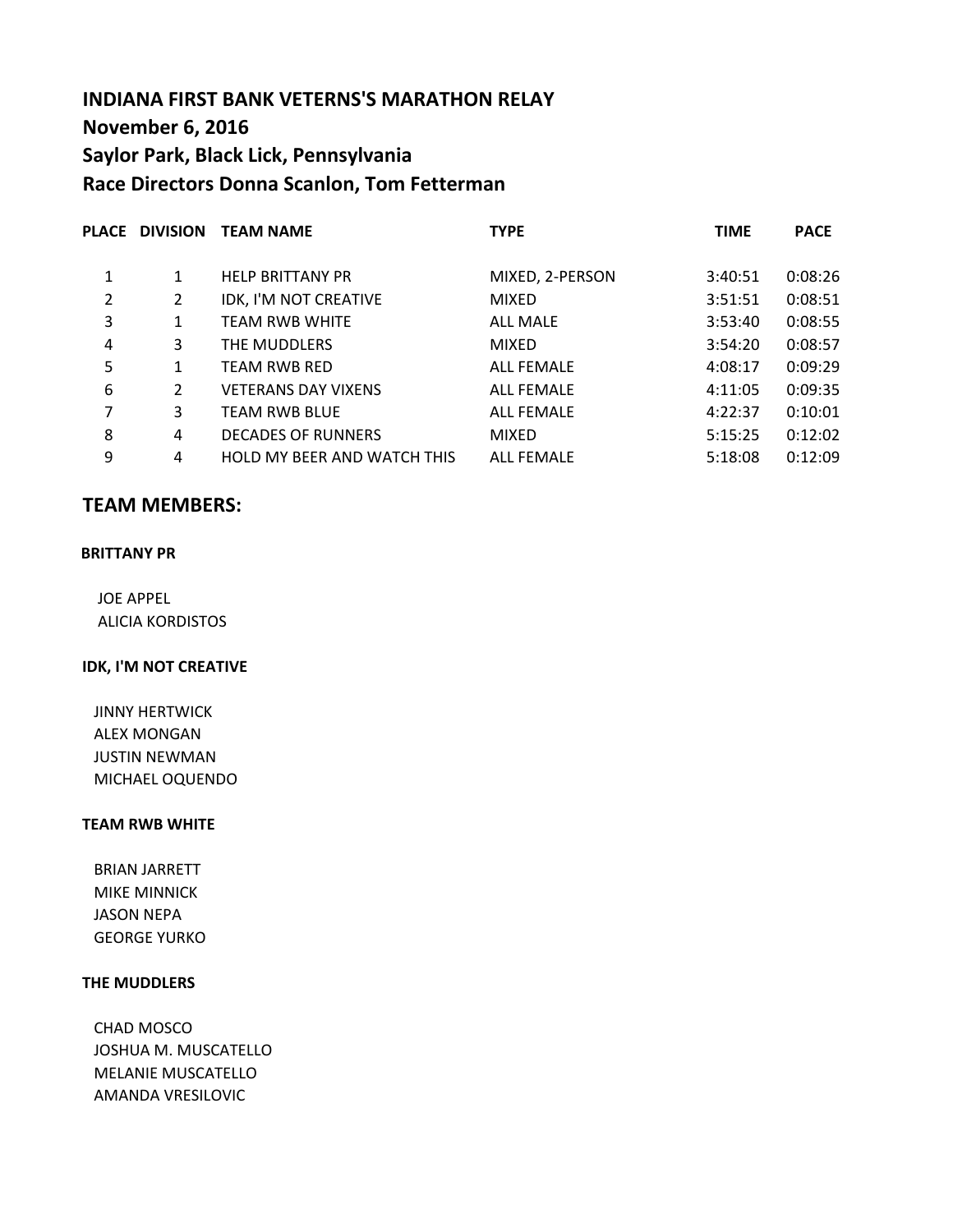# INDIANA FIRST BANK VETERNS'S MARATHON RELAY
## November 6, 2016
## Saylor Park, Black Lick, Pennsylvania
## Race Directors Donna Scanlon, Tom Fetterman

| PLACE | DIVISION | TEAM NAME | TYPE | TIME | PACE |
|---|---|---|---|---|---|
| 1 | 1 | HELP BRITTANY PR | MIXED, 2-PERSON | 3:40:51 | 0:08:26 |
| 2 | 2 | IDK, I'M NOT CREATIVE | MIXED | 3:51:51 | 0:08:51 |
| 3 | 1 | TEAM RWB WHITE | ALL MALE | 3:53:40 | 0:08:55 |
| 4 | 3 | THE MUDDLERS | MIXED | 3:54:20 | 0:08:57 |
| 5 | 1 | TEAM RWB RED | ALL FEMALE | 4:08:17 | 0:09:29 |
| 6 | 2 | VETERANS DAY VIXENS | ALL FEMALE | 4:11:05 | 0:09:35 |
| 7 | 3 | TEAM RWB BLUE | ALL FEMALE | 4:22:37 | 0:10:01 |
| 8 | 4 | DECADES OF RUNNERS | MIXED | 5:15:25 | 0:12:02 |
| 9 | 4 | HOLD MY BEER AND WATCH THIS | ALL FEMALE | 5:18:08 | 0:12:09 |

## TEAM MEMBERS:

**BRITTANY PR**

JOE APPEL
ALICIA KORDISTOS

**IDK, I'M NOT CREATIVE**

JINNY HERTWICK
ALEX MONGAN
JUSTIN NEWMAN
MICHAEL OQUENDO

**TEAM RWB WHITE**

BRIAN JARRETT
MIKE MINNICK
JASON NEPA
GEORGE YURKO

**THE MUDDLERS**

CHAD MOSCO
JOSHUA M. MUSCATELLO
MELANIE MUSCATELLO
AMANDA VRESILOVIC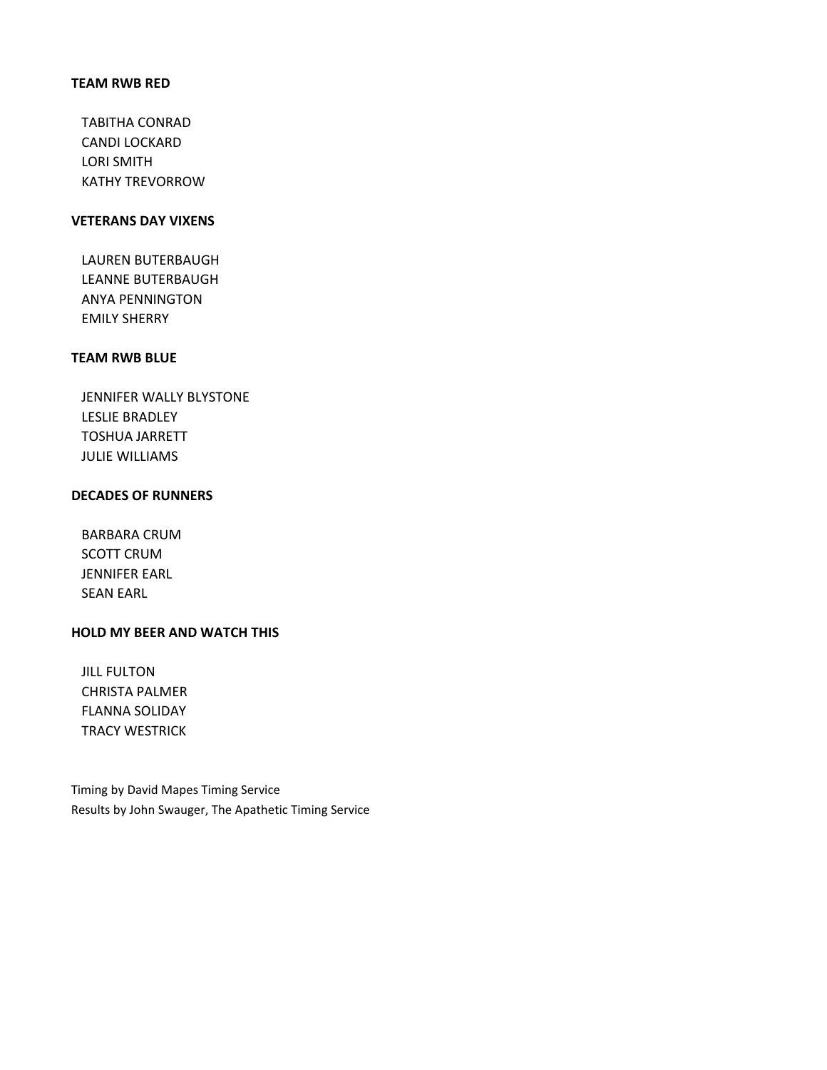**TEAM RWB RED**

TABITHA CONRAD
CANDI LOCKARD
LORI SMITH
KATHY TREVORROW

**VETERANS DAY VIXENS**

LAUREN BUTERBAUGH
LEANNE BUTERBAUGH
ANYA PENNINGTON
EMILY SHERRY

**TEAM RWB BLUE**

JENNIFER WALLY BLYSTONE
LESLIE BRADLEY
TOSHUA JARRETT
JULIE WILLIAMS

**DECADES OF RUNNERS**

BARBARA CRUM
SCOTT CRUM
JENNIFER EARL
SEAN EARL

**HOLD MY BEER AND WATCH THIS**

JILL FULTON
CHRISTA PALMER
FLANNA SOLIDAY
TRACY WESTRICK

Timing by David Mapes Timing Service
Results by John Swauger, The Apathetic Timing Service